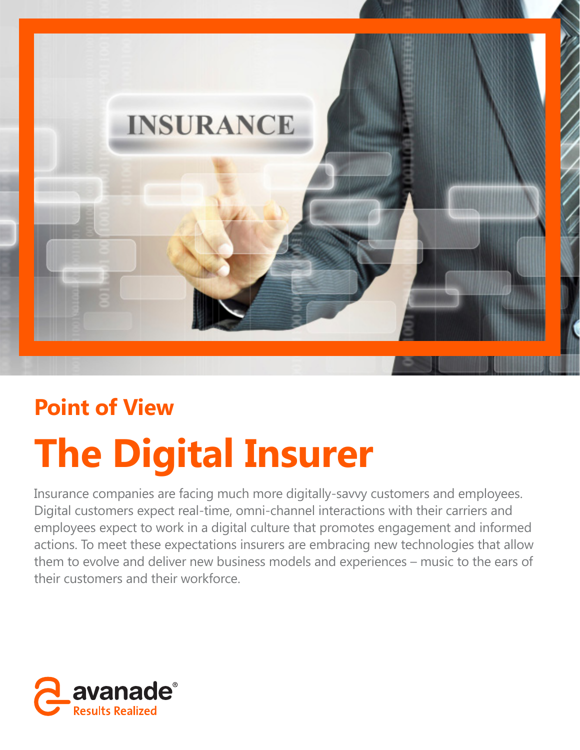Point of View

# The Digital Insurer

Insurance companies are facing much more digitally-savvy customers and employees. Digital customers expect real-time, omni-channel interactions with their carriers and employees expect to work in a digital culture that promotes engagement and informed actions. To meet these expectations insurers are embracing new technologies that allow them to evolve and deliver new business models and experiences – music to the ears of their customers and their workforce.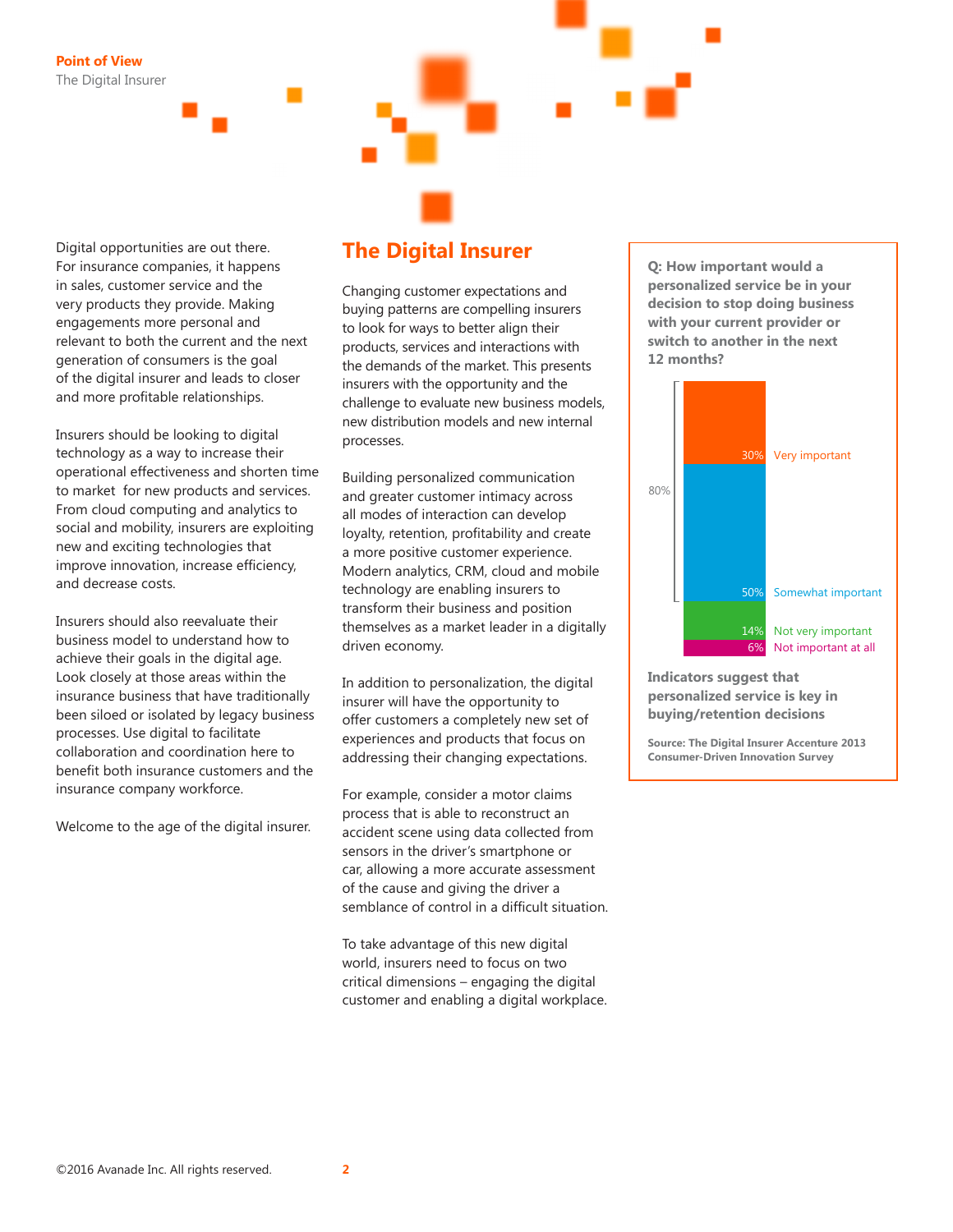Digital opportunities are out there. For insurance companies, it happens in sales, customer service and the very products they provide. Making engagements more personal and relevant to both the current and the next generation of consumers is the goal of the digital insurer and leads to closer and more profitable relationships.

Insurers should be looking to digital technology as a way to increase their operational effectiveness and shorten time to market for new products and services. From cloud computing and analytics to social and mobility, insurers are exploiting new and exciting technologies that improve innovation, increase efficiency, and decrease costs.

Insurers should also reevaluate their business model to understand how to achieve their goals in the digital age. Look closely at those areas within the insurance business that have traditionally been siloed or isolated by legacy business processes. Use digital to facilitate collaboration and coordination here to benefit both insurance customers and the insurance company workforce.

Welcome to the age of the digital insurer.

## The Digital Insurer

Changing customer expectations and buying patterns are compelling insurers to look for ways to better align their products, services and interactions with the demands of the market. This presents insurers with the opportunity and the challenge to evaluate new business models, new distribution models and new internal processes.

Building personalized communication and greater customer intimacy across all modes of interaction can develop loyalty, retention, profitability and create a more positive customer experience. Modern analytics, CRM, cloud and mobile technology are enabling insurers to transform their business and position themselves as a market leader in a digitally driven economy.

In addition to personalization, the digital insurer will have the opportunity to offer customers a completely new set of experiences and products that focus on addressing their changing expectations.

For example, consider a motor claims process that is able to reconstruct an accident scene using data collected from sensors in the driver's smartphone or car, allowing a more accurate assessment of the cause and giving the driver a semblance of control in a difficult situation.

To take advantage of this new digital world, insurers need to focus on two critical dimensions – engaging the digital customer and enabling a digital workplace.

**Q: How important would a personalized service be in your decision to stop doing business with your current provider or switch to another in the next 12 months?**

| Response | Percentage |
| --- | --- |
| Very important | 30% |
| Somewhat important | 50% |
| Not very important | 14% |
| Not important at all | 6% |

80% (Very important + Somewhat important)

**Indicators suggest that personalized service is key in buying/retention decisions**

**Source: The Digital Insurer Accenture 2013 Consumer-Driven Innovation Survey**

©2016 Avanade Inc. All rights reserved.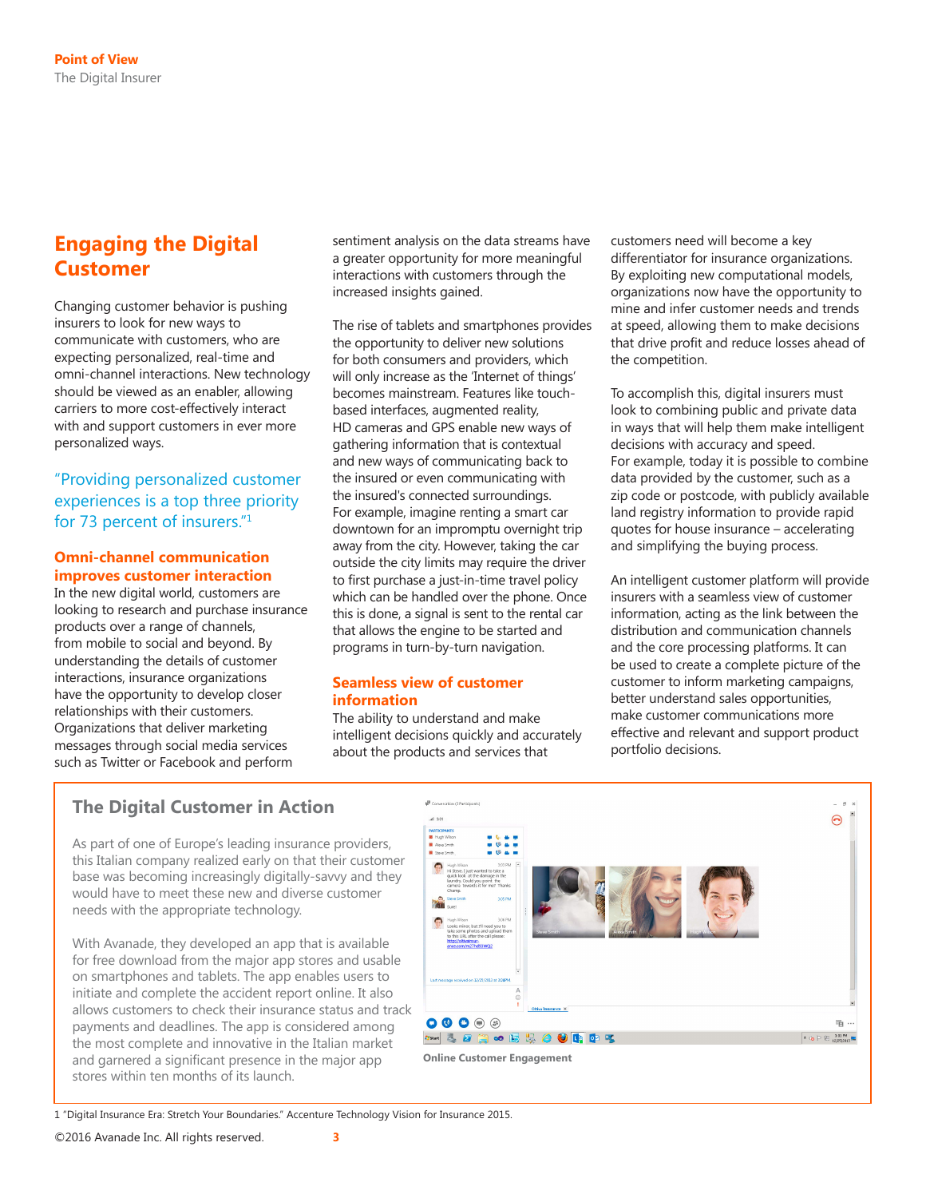## Engaging the Digital Customer

Changing customer behavior is pushing insurers to look for new ways to communicate with customers, who are expecting personalized, real-time and omni-channel interactions. New technology should be viewed as an enabler, allowing carriers to more cost-effectively interact with and support customers in ever more personalized ways.

> "Providing personalized customer experiences is a top three priority for 73 percent of insurers."[1]

### Omni-channel communication improves customer interaction

In the new digital world, customers are looking to research and purchase insurance products over a range of channels, from mobile to social and beyond. By understanding the details of customer interactions, insurance organizations have the opportunity to develop closer relationships with their customers. Organizations that deliver marketing messages through social media services such as Twitter or Facebook and perform sentiment analysis on the data streams have a greater opportunity for more meaningful interactions with customers through the increased insights gained.

The rise of tablets and smartphones provides the opportunity to deliver new solutions for both consumers and providers, which will only increase as the 'Internet of things' becomes mainstream. Features like touch-based interfaces, augmented reality, HD cameras and GPS enable new ways of gathering information that is contextual and new ways of communicating back to the insured or even communicating with the insured's connected surroundings. For example, imagine renting a smart car downtown for an impromptu overnight trip away from the city. However, taking the car outside the city limits may require the driver to first purchase a just-in-time travel policy which can be handled over the phone. Once this is done, a signal is sent to the rental car that allows the engine to be started and programs in turn-by-turn navigation.

### Seamless view of customer information

The ability to understand and make intelligent decisions quickly and accurately about the products and services that customers need will become a key differentiator for insurance organizations. By exploiting new computational models, organizations now have the opportunity to mine and infer customer needs and trends at speed, allowing them to make decisions that drive profit and reduce losses ahead of the competition.

To accomplish this, digital insurers must look to combining public and private data in ways that will help them make intelligent decisions with accuracy and speed. For example, today it is possible to combine data provided by the customer, such as a zip code or postcode, with publicly available land registry information to provide rapid quotes for house insurance – accelerating and simplifying the buying process.

An intelligent customer platform will provide insurers with a seamless view of customer information, acting as the link between the distribution and communication channels and the core processing platforms. It can be used to create a complete picture of the customer to inform marketing campaigns, better understand sales opportunities, make customer communications more effective and relevant and support product portfolio decisions.

### The Digital Customer in Action

As part of one of Europe's leading insurance providers, this Italian company realized early on that their customer base was becoming increasingly digitally-savvy and they would have to meet these new and diverse customer needs with the appropriate technology.

With Avanade, they developed an app that is available for free download from the major app stores and usable on smartphones and tablets. The app enables users to initiate and complete the accident report online. It also allows customers to check their insurance status and track payments and deadlines. The app is considered among the most complete and innovative in the Italian market and garnered a significant presence in the major app stores within ten months of its launch.

Online Customer Engagement

1 "Digital Insurance Era: Stretch Your Boundaries." Accenture Technology Vision for Insurance 2015.

©2016 Avanade Inc. All rights reserved.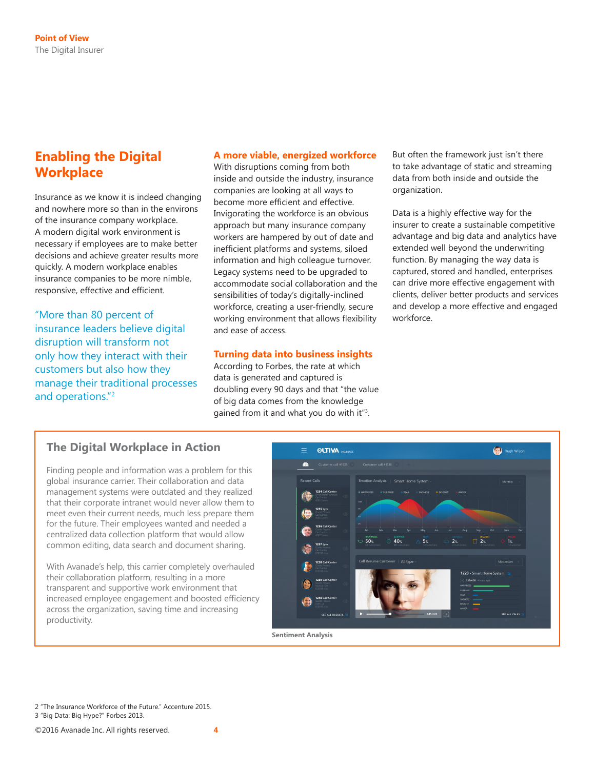## Enabling the Digital Workplace

Insurance as we know it is indeed changing and nowhere more so than in the environs of the insurance company workplace. A modern digital work environment is necessary if employees are to make better decisions and achieve greater results more quickly. A modern workplace enables insurance companies to be more nimble, responsive, effective and efficient.

"More than 80 percent of insurance leaders believe digital disruption will transform not only how they interact with their customers but also how they manage their traditional processes and operations."[2]

### A more viable, energized workforce

With disruptions coming from both inside and outside the industry, insurance companies are looking at all ways to become more efficient and effective. Invigorating the workforce is an obvious approach but many insurance company workers are hampered by out of date and inefficient platforms and systems, siloed information and high colleague turnover. Legacy systems need to be upgraded to accommodate social collaboration and the sensibilities of today's digitally-inclined workforce, creating a user-friendly, secure working environment that allows flexibility and ease of access.

### Turning data into business insights

According to Forbes, the rate at which data is generated and captured is doubling every 90 days and that "the value of big data comes from the knowledge gained from it and what you do with it"[3].

But often the framework just isn't there to take advantage of static and streaming data from both inside and outside the organization.

Data is a highly effective way for the insurer to create a sustainable competitive advantage and big data and analytics have extended well beyond the underwriting function. By managing the way data is captured, stored and handled, enterprises can drive more effective engagement with clients, deliver better products and services and develop a more effective and engaged workforce.

### The Digital Workplace in Action

Finding people and information was a problem for this global insurance carrier. Their collaboration and data management systems were outdated and they realized that their corporate intranet would never allow them to meet even their current needs, much less prepare them for the future. Their employees wanted and needed a centralized data collection platform that would allow common editing, data search and document sharing.

With Avanade's help, this carrier completely overhauled their collaboration platform, resulting in a more transparent and supportive work environment that increased employee engagement and boosted efficiency across the organization, saving time and increasing productivity.

**Sentiment Analysis**

2 "The Insurance Workforce of the Future." Accenture 2015.
3 "Big Data: Big Hype?" Forbes 2013.

©2016 Avanade Inc. All rights reserved.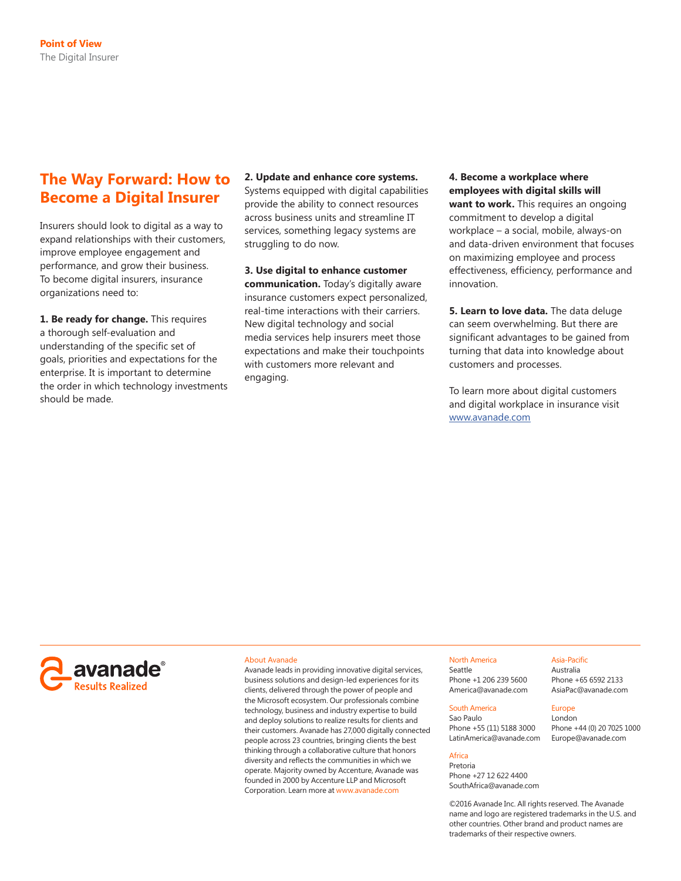## The Way Forward: How to Become a Digital Insurer

Insurers should look to digital as a way to expand relationships with their customers, improve employee engagement and performance, and grow their business. To become digital insurers, insurance organizations need to:

**1. Be ready for change.** This requires a thorough self-evaluation and understanding of the specific set of goals, priorities and expectations for the enterprise. It is important to determine the order in which technology investments should be made.

**2. Update and enhance core systems.** Systems equipped with digital capabilities provide the ability to connect resources across business units and streamline IT services, something legacy systems are struggling to do now.

**3. Use digital to enhance customer communication.** Today's digitally aware insurance customers expect personalized, real-time interactions with their carriers. New digital technology and social media services help insurers meet those expectations and make their touchpoints with customers more relevant and engaging.

**4. Become a workplace where employees with digital skills will want to work.** This requires an ongoing commitment to develop a digital workplace – a social, mobile, always-on and data-driven environment that focuses on maximizing employee and process effectiveness, efficiency, performance and innovation.

**5. Learn to love data.** The data deluge can seem overwhelming. But there are significant advantages to be gained from turning that data into knowledge about customers and processes.

To learn more about digital customers and digital workplace in insurance visit [www.avanade.com](www.avanade.com)

avanade®
Results Realized

**About Avanade**

Avanade leads in providing innovative digital services, business solutions and design-led experiences for its clients, delivered through the power of people and the Microsoft ecosystem. Our professionals combine technology, business and industry expertise to build and deploy solutions to realize results for clients and their customers. Avanade has 27,000 digitally connected people across 23 countries, bringing clients the best thinking through a collaborative culture that honors diversity and reflects the communities in which we operate. Majority owned by Accenture, Avanade was founded in 2000 by Accenture LLP and Microsoft Corporation. Learn more at www.avanade.com

**North America**
Seattle
Phone +1 206 239 5600
America@avanade.com

**South America**
Sao Paulo
Phone +55 (11) 5188 3000
LatinAmerica@avanade.com

**Africa**
Pretoria
Phone +27 12 622 4400
SouthAfrica@avanade.com

**Asia-Pacific**
Australia
Phone +65 6592 2133
AsiaPac@avanade.com

**Europe**
London
Phone +44 (0) 20 7025 1000
Europe@avanade.com

©2016 Avanade Inc. All rights reserved. The Avanade name and logo are registered trademarks in the U.S. and other countries. Other brand and product names are trademarks of their respective owners.